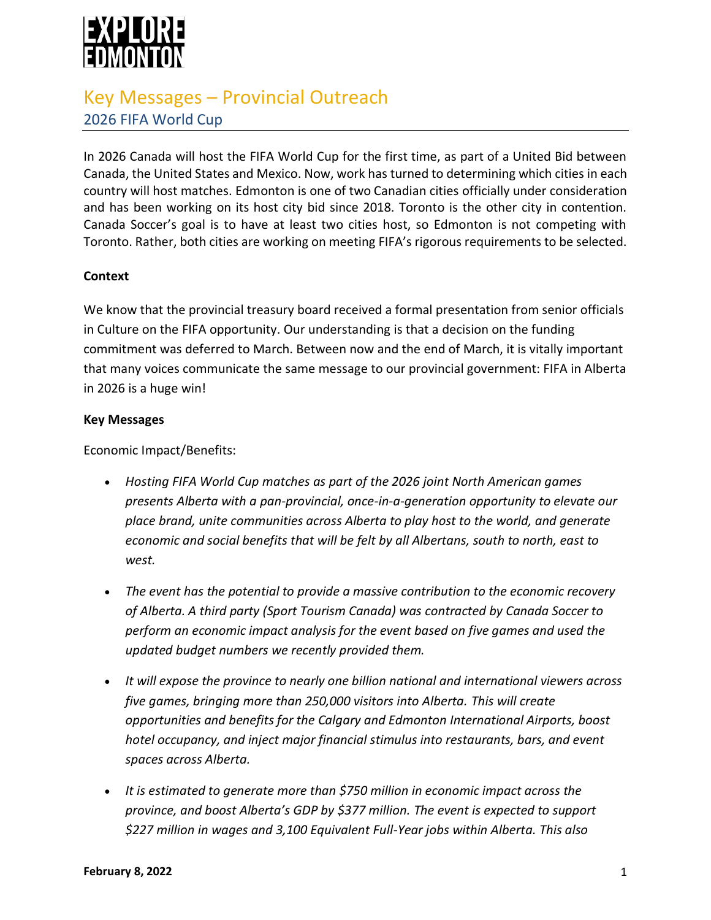EXPLORE EDMONTON

# Key Messages – Provincial Outreach

## 2026 FIFA World Cup

In 2026 Canada will host the FIFA World Cup for the first time, as part of a United Bid between Canada, the United States and Mexico. Now, work has turned to determining which cities in each country will host matches. Edmonton is one of two Canadian cities officially under consideration and has been working on its host city bid since 2018. Toronto is the other city in contention. Canada Soccer's goal is to have at least two cities host, so Edmonton is not competing with Toronto. Rather, both cities are working on meeting FIFA's rigorous requirements to be selected.

**Context**

We know that the provincial treasury board received a formal presentation from senior officials in Culture on the FIFA opportunity. Our understanding is that a decision on the funding commitment was deferred to March. Between now and the end of March, it is vitally important that many voices communicate the same message to our provincial government: FIFA in Alberta in 2026 is a huge win!

**Key Messages**

Economic Impact/Benefits:

- *Hosting FIFA World Cup matches as part of the 2026 joint North American games presents Alberta with a pan-provincial, once-in-a-generation opportunity to elevate our place brand, unite communities across Alberta to play host to the world, and generate economic and social benefits that will be felt by all Albertans, south to north, east to west.*

- *The event has the potential to provide a massive contribution to the economic recovery of Alberta. A third party (Sport Tourism Canada) was contracted by Canada Soccer to perform an economic impact analysis for the event based on five games and used the updated budget numbers we recently provided them.*

- *It will expose the province to nearly one billion national and international viewers across five games, bringing more than 250,000 visitors into Alberta. This will create opportunities and benefits for the Calgary and Edmonton International Airports, boost hotel occupancy, and inject major financial stimulus into restaurants, bars, and event spaces across Alberta.*

- *It is estimated to generate more than $750 million in economic impact across the province, and boost Alberta's GDP by $377 million. The event is expected to support $227 million in wages and 3,100 Equivalent Full-Year jobs within Alberta. This also*

**February 8, 2022**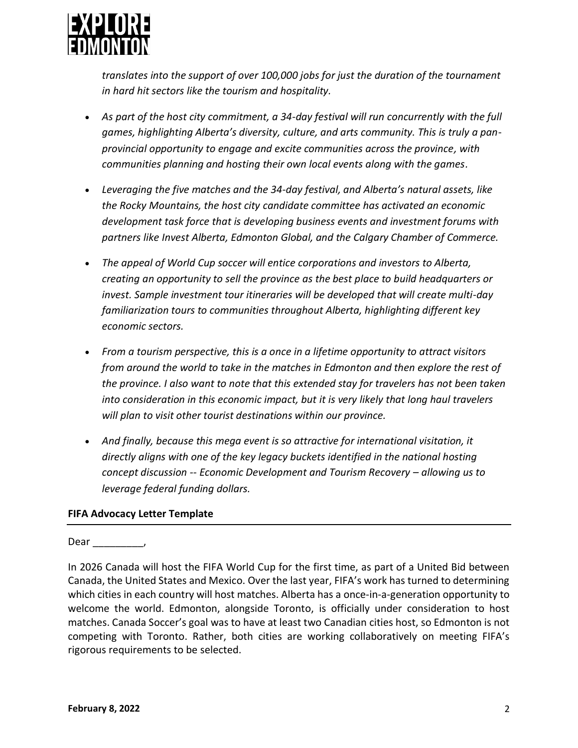*translates into the support of over 100,000 jobs for just the duration of the tournament in hard hit sectors like the tourism and hospitality.*

- *As part of the host city commitment, a 34-day festival will run concurrently with the full games, highlighting Alberta's diversity, culture, and arts community. This is truly a pan-provincial opportunity to engage and excite communities across the province, with communities planning and hosting their own local events along with the games.*

- *Leveraging the five matches and the 34-day festival, and Alberta's natural assets, like the Rocky Mountains, the host city candidate committee has activated an economic development task force that is developing business events and investment forums with partners like Invest Alberta, Edmonton Global, and the Calgary Chamber of Commerce.*

- *The appeal of World Cup soccer will entice corporations and investors to Alberta, creating an opportunity to sell the province as the best place to build headquarters or invest. Sample investment tour itineraries will be developed that will create multi-day familiarization tours to communities throughout Alberta, highlighting different key economic sectors.*

- *From a tourism perspective, this is a once in a lifetime opportunity to attract visitors from around the world to take in the matches in Edmonton and then explore the rest of the province. I also want to note that this extended stay for travelers has not been taken into consideration in this economic impact, but it is very likely that long haul travelers will plan to visit other tourist destinations within our province.*

- *And finally, because this mega event is so attractive for international visitation, it directly aligns with one of the key legacy buckets identified in the national hosting concept discussion -- Economic Development and Tourism Recovery – allowing us to leverage federal funding dollars.*

**FIFA Advocacy Letter Template**

---

Dear _________,

In 2026 Canada will host the FIFA World Cup for the first time, as part of a United Bid between Canada, the United States and Mexico. Over the last year, FIFA's work has turned to determining which cities in each country will host matches. Alberta has a once-in-a-generation opportunity to welcome the world. Edmonton, alongside Toronto, is officially under consideration to host matches. Canada Soccer's goal was to have at least two Canadian cities host, so Edmonton is not competing with Toronto. Rather, both cities are working collaboratively on meeting FIFA's rigorous requirements to be selected.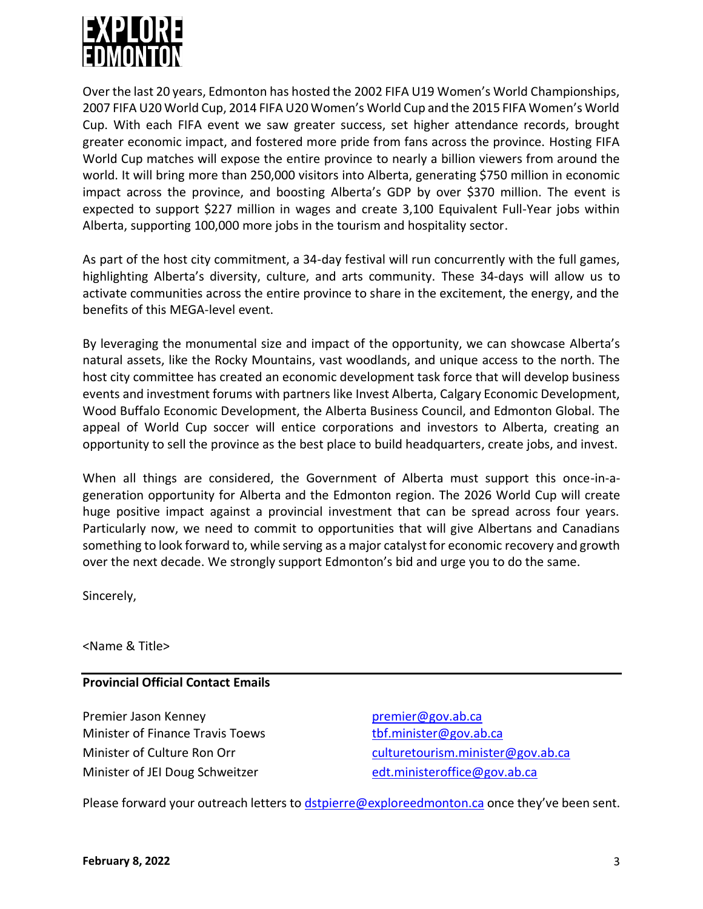Over the last 20 years, Edmonton has hosted the 2002 FIFA U19 Women's World Championships, 2007 FIFA U20 World Cup, 2014 FIFA U20 Women's World Cup and the 2015 FIFA Women's World Cup. With each FIFA event we saw greater success, set higher attendance records, brought greater economic impact, and fostered more pride from fans across the province. Hosting FIFA World Cup matches will expose the entire province to nearly a billion viewers from around the world. It will bring more than 250,000 visitors into Alberta, generating $750 million in economic impact across the province, and boosting Alberta's GDP by over $370 million. The event is expected to support $227 million in wages and create 3,100 Equivalent Full-Year jobs within Alberta, supporting 100,000 more jobs in the tourism and hospitality sector.

As part of the host city commitment, a 34-day festival will run concurrently with the full games, highlighting Alberta's diversity, culture, and arts community. These 34-days will allow us to activate communities across the entire province to share in the excitement, the energy, and the benefits of this MEGA-level event.

By leveraging the monumental size and impact of the opportunity, we can showcase Alberta's natural assets, like the Rocky Mountains, vast woodlands, and unique access to the north. The host city committee has created an economic development task force that will develop business events and investment forums with partners like Invest Alberta, Calgary Economic Development, Wood Buffalo Economic Development, the Alberta Business Council, and Edmonton Global. The appeal of World Cup soccer will entice corporations and investors to Alberta, creating an opportunity to sell the province as the best place to build headquarters, create jobs, and invest.

When all things are considered, the Government of Alberta must support this once-in-a-generation opportunity for Alberta and the Edmonton region. The 2026 World Cup will create huge positive impact against a provincial investment that can be spread across four years. Particularly now, we need to commit to opportunities that will give Albertans and Canadians something to look forward to, while serving as a major catalyst for economic recovery and growth over the next decade. We strongly support Edmonton's bid and urge you to do the same.

Sincerely,

<Name & Title>

**Provincial Official Contact Emails**

| | |
|---|---|
| Premier Jason Kenney | premier@gov.ab.ca |
| Minister of Finance Travis Toews | tbf.minister@gov.ab.ca |
| Minister of Culture Ron Orr | culturetourism.minister@gov.ab.ca |
| Minister of JEI Doug Schweitzer | edt.ministeroffice@gov.ab.ca |

Please forward your outreach letters to dstpierre@exploreedmonton.ca once they've been sent.